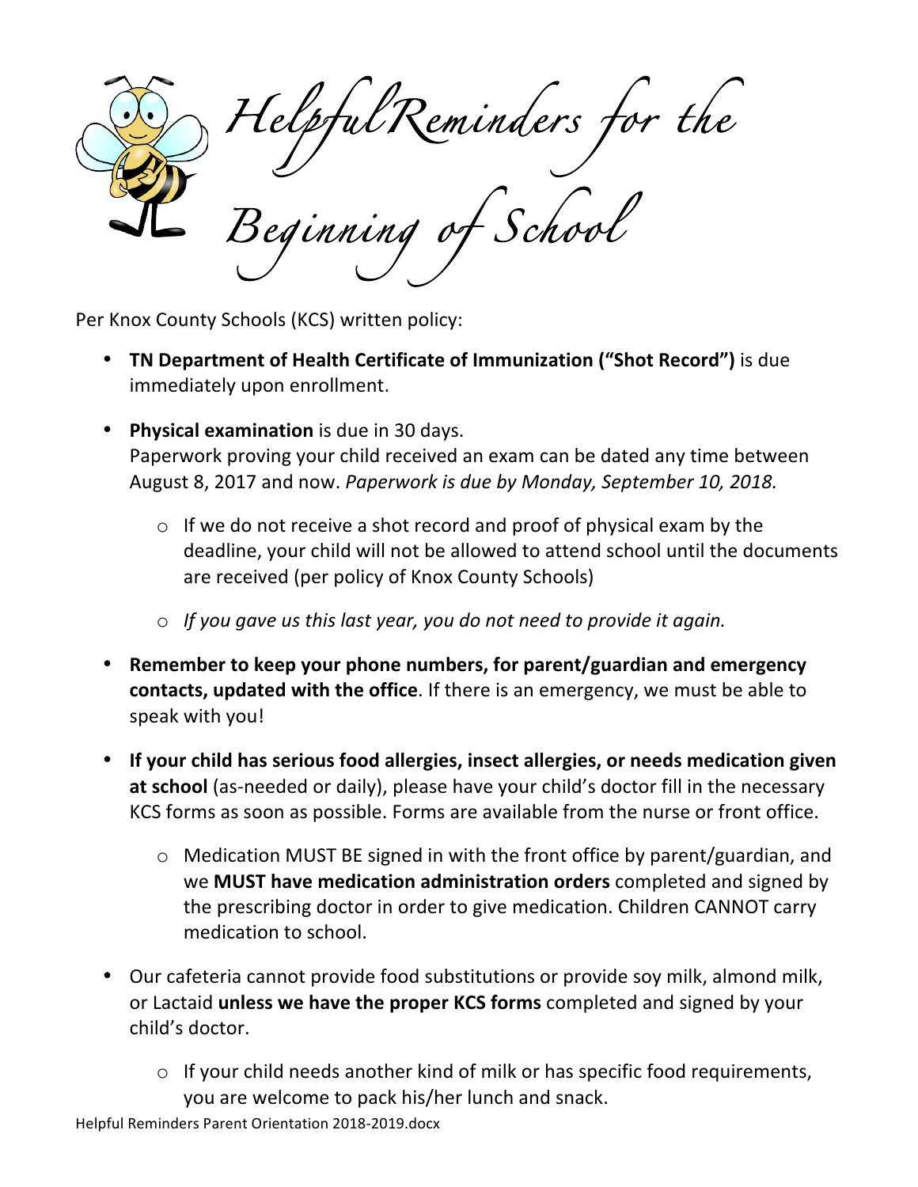# Helpful Reminders for the Beginning of School

Per Knox County Schools (KCS) written policy:

- **TN Department of Health Certificate of Immunization ("Shot Record")** is due immediately upon enrollment.
- **Physical examination** is due in 30 days.
  Paperwork proving your child received an exam can be dated any time between August 8, 2017 and now. *Paperwork is due by Monday, September 10, 2018.*
  - If we do not receive a shot record and proof of physical exam by the deadline, your child will not be allowed to attend school until the documents are received (per policy of Knox County Schools)
  - *If you gave us this last year, you do not need to provide it again.*
- **Remember to keep your phone numbers, for parent/guardian and emergency contacts, updated with the office**. If there is an emergency, we must be able to speak with you!
- **If your child has serious food allergies, insect allergies, or needs medication given at school** (as-needed or daily), please have your child's doctor fill in the necessary KCS forms as soon as possible. Forms are available from the nurse or front office.
  - Medication MUST BE signed in with the front office by parent/guardian, and we **MUST have medication administration orders** completed and signed by the prescribing doctor in order to give medication. Children CANNOT carry medication to school.
- Our cafeteria cannot provide food substitutions or provide soy milk, almond milk, or Lactaid **unless we have the proper KCS forms** completed and signed by your child's doctor.
  - If your child needs another kind of milk or has specific food requirements, you are welcome to pack his/her lunch and snack.

Helpful Reminders Parent Orientation 2018-2019.docx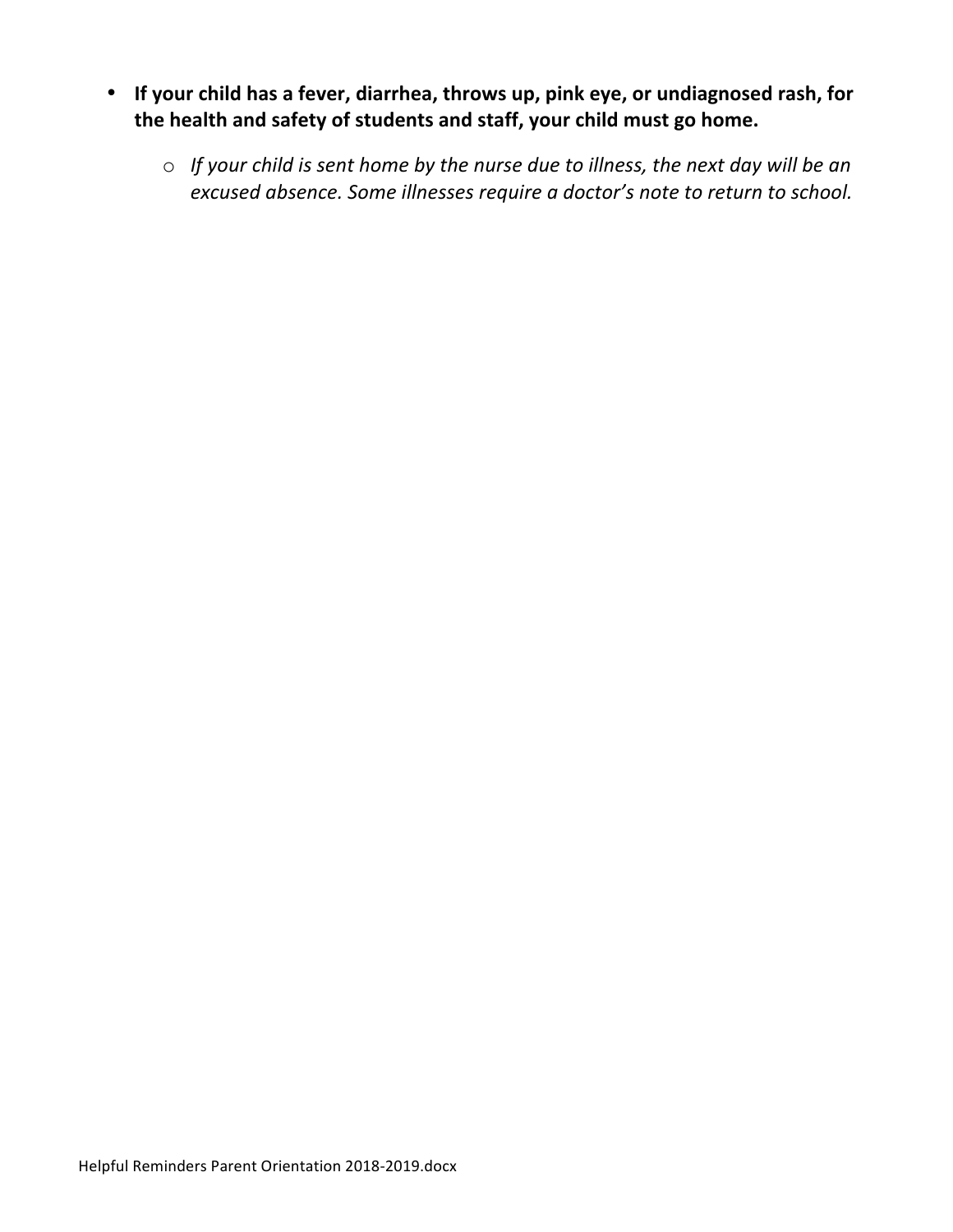- **If your child has a fever, diarrhea, throws up, pink eye, or undiagnosed rash, for the health and safety of students and staff, your child must go home.**
  - *If your child is sent home by the nurse due to illness, the next day will be an excused absence. Some illnesses require a doctor's note to return to school.*